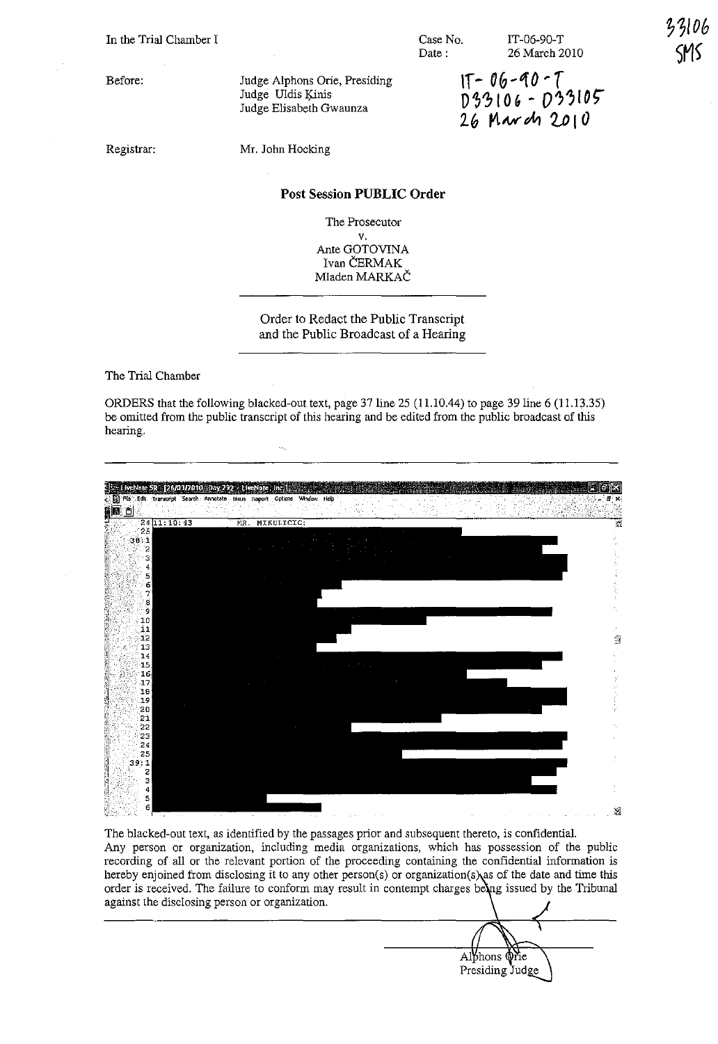In the Trial Chamber I

Case No. IT-06-90-T
Date : 26 March 2010

33106
SMS

Before: Judge Alphons Orie, Presiding
Judge Uldis Ķinis
Judge Elisabeth Gwaunza

IT-06-90-T
D33106 - D33105
26 March 2010

Registrar: Mr. John Hocking

**Post Session PUBLIC Order**

The Prosecutor
v.
Ante GOTOVINA
Ivan ČERMAK
Mladen MARKAČ

Order to Redact the Public Transcript and the Public Broadcast of a Hearing

The Trial Chamber

ORDERS that the following blacked-out text, page 37 line 25 (11.10.44) to page 39 line 6 (11.13.35) be omitted from the public transcript of this hearing and be edited from the public broadcast of this hearing.

24 11:10:43 MR. MIKULICIC:

The blacked-out text, as identified by the passages prior and subsequent thereto, is confidential. Any person or organization, including media organizations, which has possession of the public recording of all or the relevant portion of the proceeding containing the confidential information is hereby enjoined from disclosing it to any other person(s) or organization(s) as of the date and time this order is received. The failure to conform may result in contempt charges being issued by the Tribunal against the disclosing person or organization.

Alphons Orie
Presiding Judge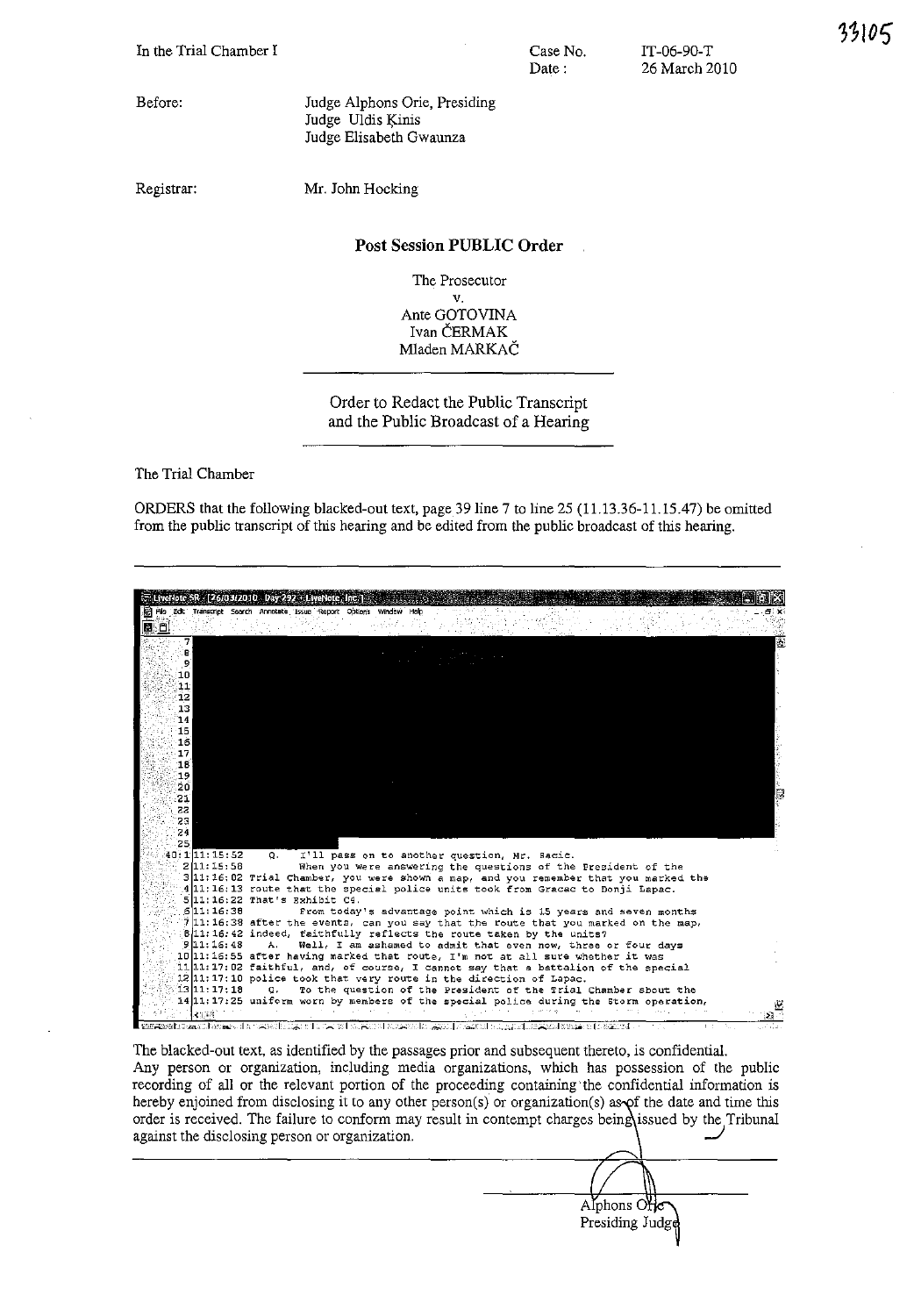33105

In the Trial Chamber I

Case No. IT-06-90-T

Date : 26 March 2010

Before: Judge Alphons Orie, Presiding
Judge Uldis Ķinis
Judge Elisabeth Gwaunza

Registrar: Mr. John Hocking

**Post Session PUBLIC Order**

The Prosecutor
v.
Ante GOTOVINA
Ivan ČERMAK
Mladen MARKAČ

Order to Redact the Public Transcript and the Public Broadcast of a Hearing

The Trial Chamber

ORDERS that the following blacked-out text, page 39 line 7 to line 25 (11.13.36-11.15.47) be omitted from the public transcript of this hearing and be edited from the public broadcast of this hearing.

```
LiveNote SR - [26/03/2010 Day 292 - LiveNote, Inc]
File Edit Transcript Search Annotate Issue Report Options Window Help

   7
   8
   9
  10
  11
  12
  13
  14
  15
  16
  17
  18
  19
  20
  21
  22
  23
  24
  25
40: 1 11:15:52    Q.   I'll pass on to another question, Mr. Sacic.
    2 11:15:58         When you were answering the questions of the President of the
    3 11:16:02 Trial Chamber, you were shown a map, and you remember that you marked the
    4 11:16:13 route that the special police units took from Gracac to Donji Lapac.
    5 11:16:22 That's Exhibit C6.
    6 11:16:38         From today's advantage point which is 15 years and seven months
    7 11:16:38 after the events, can you say that the route that you marked on the map,
    8 11:16:42 indeed, faithfully reflects the route taken by the units?
    9 11:16:48    A.   Well, I am ashamed to admit that even now, three or four days
   10 11:16:55 after having marked that route, I'm not at all sure whether it was
   11 11:17:02 faithful, and, of course, I cannot say that a battalion of the special
   12 11:17:10 police took that very route in the direction of Lapac.
   13 11:17:18    Q.   To the question of the President of the Trial Chamber about the
   14 11:17:25 uniform worn by members of the special police during the Storm operation,
```

The blacked-out text, as identified by the passages prior and subsequent thereto, is confidential. Any person or organization, including media organizations, which has possession of the public recording of all or the relevant portion of the proceeding containing the confidential information is hereby enjoined from disclosing it to any other person(s) or organization(s) as of the date and time this order is received. The failure to conform may result in contempt charges being issued by the Tribunal against the disclosing person or organization.

Alphons Orie
Presiding Judge